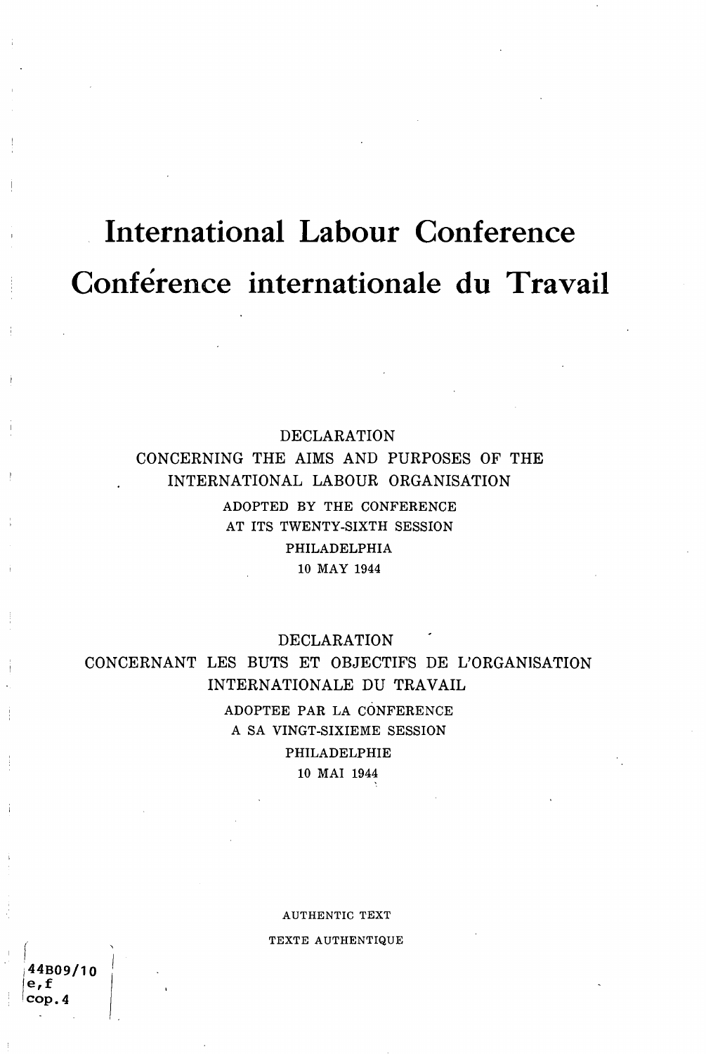# International Labour Conference

# Conférence internationale du Travail

DECLARATION
CONCERNING THE AIMS AND PURPOSES OF THE
INTERNATIONAL LABOUR ORGANISATION
ADOPTED BY THE CONFERENCE
AT ITS TWENTY-SIXTH SESSION
PHILADELPHIA
10 MAY 1944

DECLARATION
CONCERNANT LES BUTS ET OBJECTIFS DE L'ORGANISATION
INTERNATIONALE DU TRAVAIL
ADOPTEE PAR LA CONFERENCE
A SA VINGT-SIXIEME SESSION
PHILADELPHIE
10 MAI 1944

AUTHENTIC TEXT
TEXTE AUTHENTIQUE

44B09/10
e,f
cop.4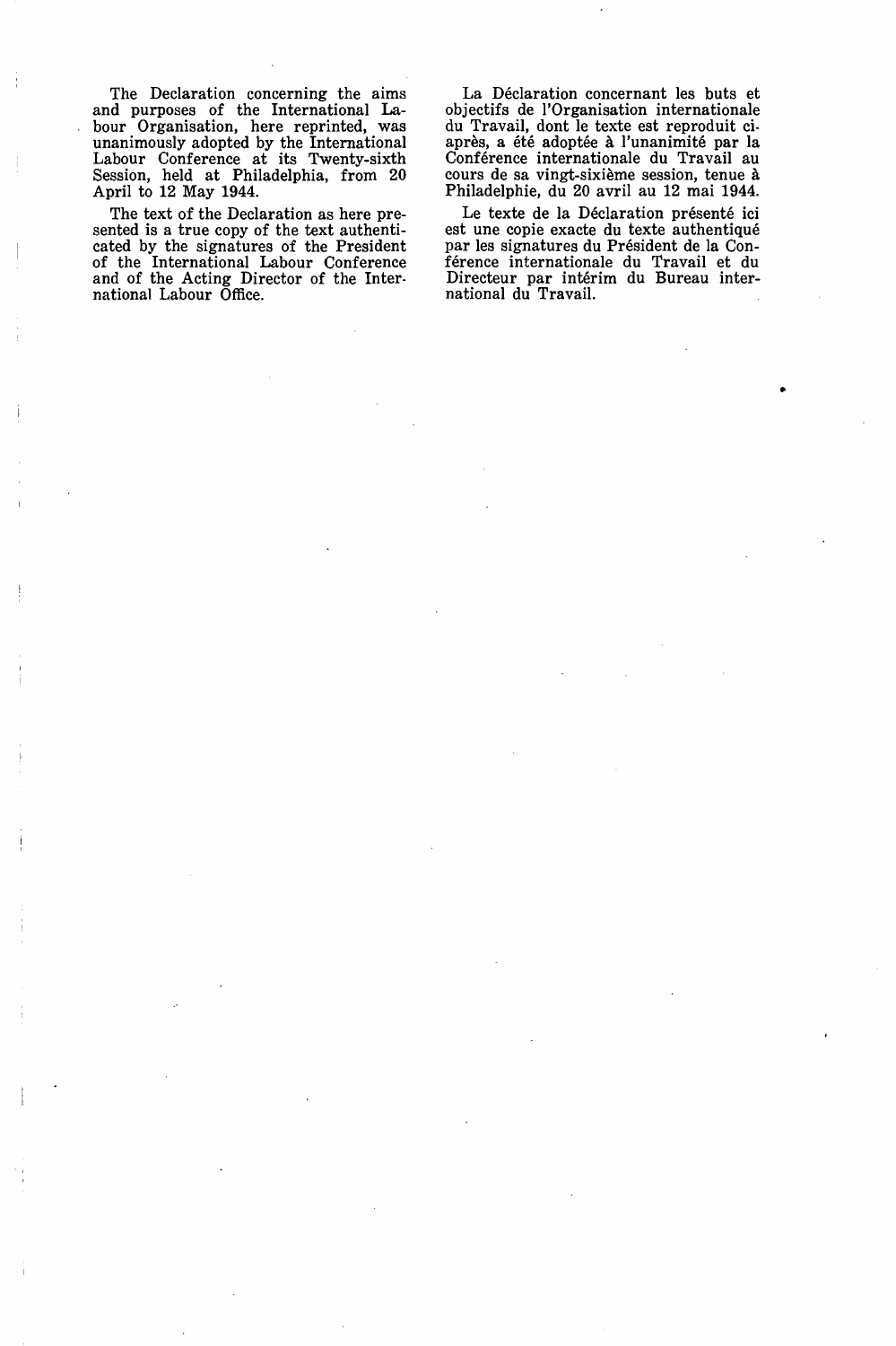The Declaration concerning the aims and purposes of the International Labour Organisation, here reprinted, was unanimously adopted by the International Labour Conference at its Twenty-sixth Session, held at Philadelphia, from 20 April to 12 May 1944.

The text of the Declaration as here presented is a true copy of the text authenticated by the signatures of the President of the International Labour Conference and of the Acting Director of the International Labour Office.

La Déclaration concernant les buts et objectifs de l'Organisation internationale du Travail, dont le texte est reproduit ci-après, a été adoptée à l'unanimité par la Conférence internationale du Travail au cours de sa vingt-sixième session, tenue à Philadelphie, du 20 avril au 12 mai 1944.

Le texte de la Déclaration présenté ici est une copie exacte du texte authentiqué par les signatures du Président de la Conférence internationale du Travail et du Directeur par intérim du Bureau international du Travail.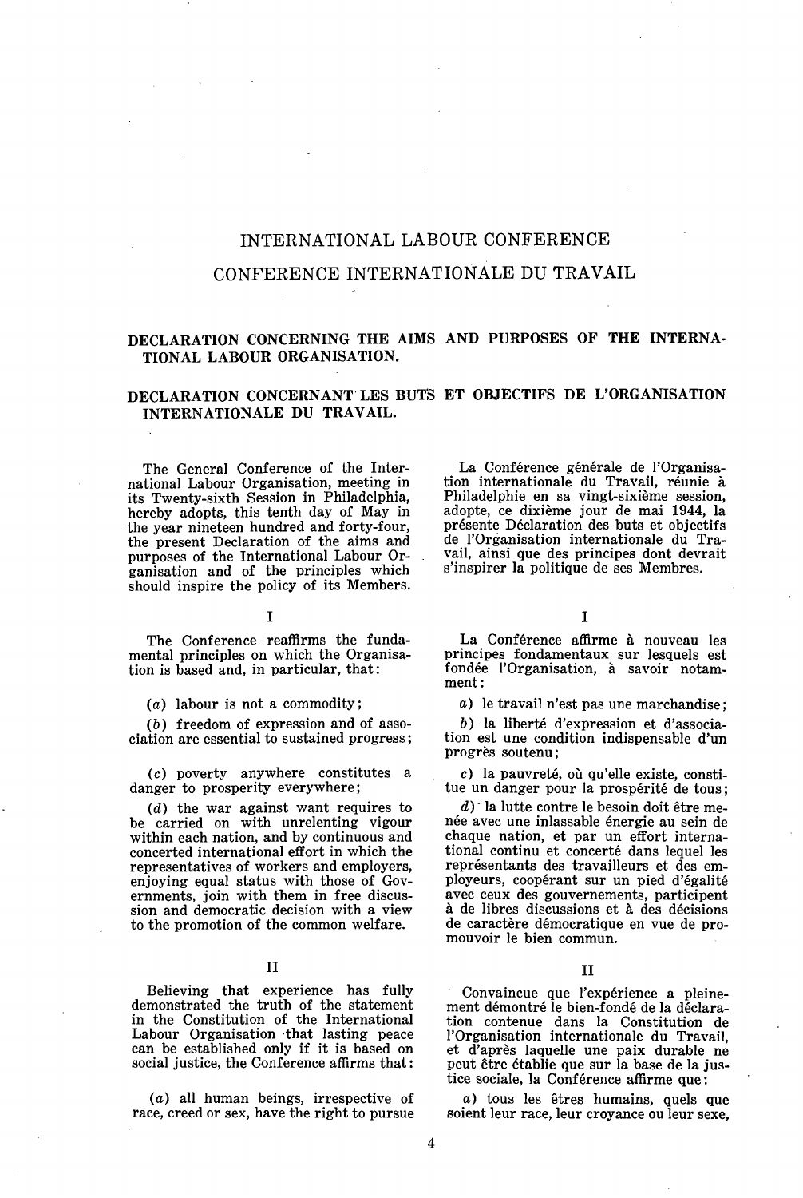# INTERNATIONAL LABOUR CONFERENCE

# CONFERENCE INTERNATIONALE DU TRAVAIL

## DECLARATION CONCERNING THE AIMS AND PURPOSES OF THE INTERNATIONAL LABOUR ORGANISATION.

## DECLARATION CONCERNANT LES BUTS ET OBJECTIFS DE L'ORGANISATION INTERNATIONALE DU TRAVAIL.

The General Conference of the International Labour Organisation, meeting in its Twenty-sixth Session in Philadelphia, hereby adopts, this tenth day of May in the year nineteen hundred and forty-four, the present Declaration of the aims and purposes of the International Labour Organisation and of the principles which should inspire the policy of its Members.

### I

The Conference reaffirms the fundamental principles on which the Organisation is based and, in particular, that:

(*a*) labour is not a commodity;

(*b*) freedom of expression and of association are essential to sustained progress;

(*c*) poverty anywhere constitutes a danger to prosperity everywhere;

(*d*) the war against want requires to be carried on with unrelenting vigour within each nation, and by continuous and concerted international effort in which the representatives of workers and employers, enjoying equal status with those of Governments, join with them in free discussion and democratic decision with a view to the promotion of the common welfare.

### II

Believing that experience has fully demonstrated the truth of the statement in the Constitution of the International Labour Organisation that lasting peace can be established only if it is based on social justice, the Conference affirms that:

(*a*) all human beings, irrespective of race, creed or sex, have the right to pursue

---

La Conférence générale de l'Organisation internationale du Travail, réunie à Philadelphie en sa vingt-sixième session, adopte, ce dixième jour de mai 1944, la présente Déclaration des buts et objectifs de l'Organisation internationale du Travail, ainsi que des principes dont devrait s'inspirer la politique de ses Membres.

### I

La Conférence affirme à nouveau les principes fondamentaux sur lesquels est fondée l'Organisation, à savoir notamment:

*a*) le travail n'est pas une marchandise;

*b*) la liberté d'expression et d'association est une condition indispensable d'un progrès soutenu;

*c*) la pauvreté, où qu'elle existe, constitue un danger pour la prospérité de tous;

*d*) la lutte contre le besoin doit être menée avec une inlassable énergie au sein de chaque nation, et par un effort international continu et concerté dans lequel les représentants des travailleurs et des employeurs, coopérant sur un pied d'égalité avec ceux des gouvernements, participent à de libres discussions et à des décisions de caractère démocratique en vue de promouvoir le bien commun.

### II

Convaincue que l'expérience a pleinement démontré le bien-fondé de la déclaration contenue dans la Constitution de l'Organisation internationale du Travail, et d'après laquelle une paix durable ne peut être établie que sur la base de la justice sociale, la Conférence affirme que:

*a*) tous les êtres humains, quels que soient leur race, leur croyance ou leur sexe,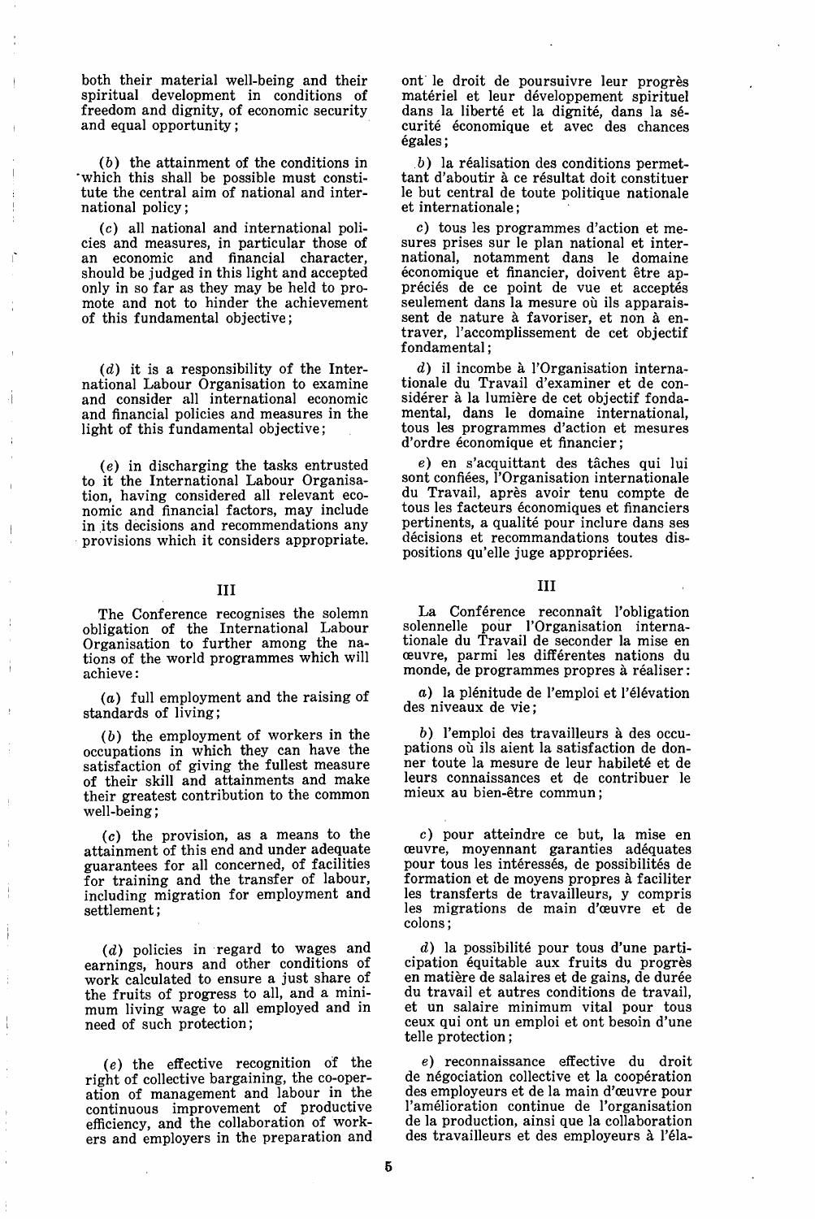both their material well-being and their spiritual development in conditions of freedom and dignity, of economic security and equal opportunity;

(*b*) the attainment of the conditions in which this shall be possible must constitute the central aim of national and international policy;

(*c*) all national and international policies and measures, in particular those of an economic and financial character, should be judged in this light and accepted only in so far as they may be held to promote and not to hinder the achievement of this fundamental objective;

(*d*) it is a responsibility of the International Labour Organisation to examine and consider all international economic and financial policies and measures in the light of this fundamental objective;

(*e*) in discharging the tasks entrusted to it the International Labour Organisation, having considered all relevant economic and financial factors, may include in its decisions and recommendations any provisions which it considers appropriate.

## III

The Conference recognises the solemn obligation of the International Labour Organisation to further among the nations of the world programmes which will achieve:

(*a*) full employment and the raising of standards of living;

(*b*) the employment of workers in the occupations in which they can have the satisfaction of giving the fullest measure of their skill and attainments and make their greatest contribution to the common well-being;

(*c*) the provision, as a means to the attainment of this end and under adequate guarantees for all concerned, of facilities for training and the transfer of labour, including migration for employment and settlement;

(*d*) policies in regard to wages and earnings, hours and other conditions of work calculated to ensure a just share of the fruits of progress to all, and a minimum living wage to all employed and in need of such protection;

(*e*) the effective recognition of the right of collective bargaining, the co-operation of management and labour in the continuous improvement of productive efficiency, and the collaboration of workers and employers in the preparation and

ont le droit de poursuivre leur progrès matériel et leur développement spirituel dans la liberté et la dignité, dans la sécurité économique et avec des chances égales;

*b*) la réalisation des conditions permettant d'aboutir à ce résultat doit constituer le but central de toute politique nationale et internationale;

*c*) tous les programmes d'action et mesures prises sur le plan national et international, notamment dans le domaine économique et financier, doivent être appréciés de ce point de vue et acceptés seulement dans la mesure où ils apparaissent de nature à favoriser, et non à entraver, l'accomplissement de cet objectif fondamental;

*d*) il incombe à l'Organisation internationale du Travail d'examiner et de considérer à la lumière de cet objectif fondamental, dans le domaine international, tous les programmes d'action et mesures d'ordre économique et financier;

*e*) en s'acquittant des tâches qui lui sont confiées, l'Organisation internationale du Travail, après avoir tenu compte de tous les facteurs économiques et financiers pertinents, a qualité pour inclure dans ses décisions et recommandations toutes dispositions qu'elle juge appropriées.

## III

La Conférence reconnaît l'obligation solennelle pour l'Organisation internationale du Travail de seconder la mise en œuvre, parmi les différentes nations du monde, de programmes propres à réaliser:

*a*) la plénitude de l'emploi et l'élévation des niveaux de vie;

*b*) l'emploi des travailleurs à des occupations où ils aient la satisfaction de donner toute la mesure de leur habileté et de leurs connaissances et de contribuer le mieux au bien-être commun;

*c*) pour atteindre ce but, la mise en œuvre, moyennant garanties adéquates pour tous les intéressés, de possibilités de formation et de moyens propres à faciliter les transferts de travailleurs, y compris les migrations de main d'œuvre et de colons;

*d*) la possibilité pour tous d'une participation équitable aux fruits du progrès en matière de salaires et de gains, de durée du travail et autres conditions de travail, et un salaire minimum vital pour tous ceux qui ont un emploi et ont besoin d'une telle protection;

*e*) reconnaissance effective du droit de négociation collective et la coopération des employeurs et de la main d'œuvre pour l'amélioration continue de l'organisation de la production, ainsi que la collaboration des travailleurs et des employeurs à l'éla-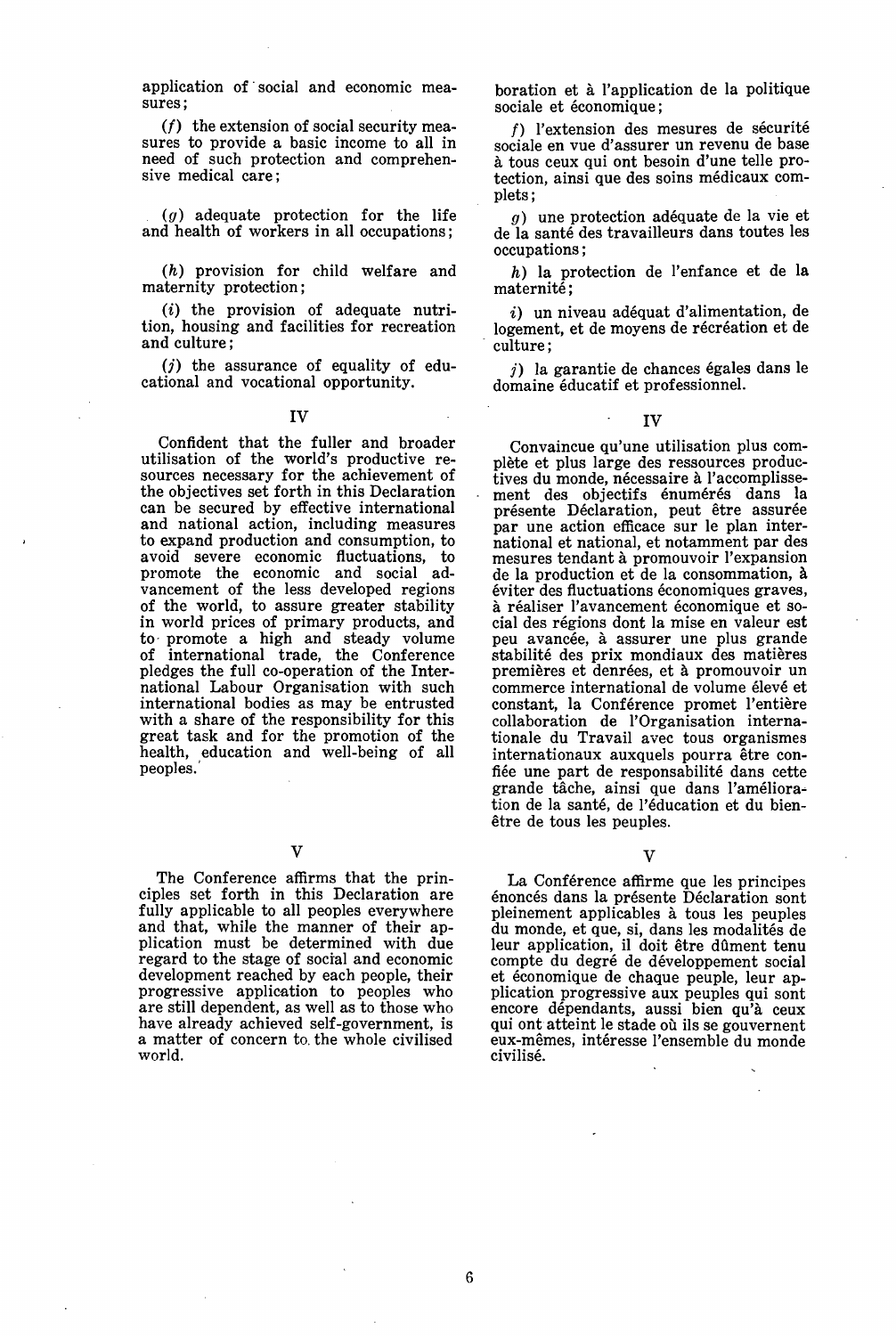application of social and economic measures;

(*f*) the extension of social security measures to provide a basic income to all in need of such protection and comprehensive medical care;

(*g*) adequate protection for the life and health of workers in all occupations;

(*h*) provision for child welfare and maternity protection;

(*i*) the provision of adequate nutrition, housing and facilities for recreation and culture;

(*j*) the assurance of equality of educational and vocational opportunity.

IV

Confident that the fuller and broader utilisation of the world's productive resources necessary for the achievement of the objectives set forth in this Declaration can be secured by effective international and national action, including measures to expand production and consumption, to avoid severe economic fluctuations, to promote the economic and social advancement of the less developed regions of the world, to assure greater stability in world prices of primary products, and to promote a high and steady volume of international trade, the Conference pledges the full co-operation of the International Labour Organisation with such international bodies as may be entrusted with a share of the responsibility for this great task and for the promotion of the health, education and well-being of all peoples.

V

The Conference affirms that the principles set forth in this Declaration are fully applicable to all peoples everywhere and that, while the manner of their application must be determined with due regard to the stage of social and economic development reached by each people, their progressive application to peoples who are still dependent, as well as to those who have already achieved self-government, is a matter of concern to the whole civilised world.

boration et à l'application de la politique sociale et économique;

*f*) l'extension des mesures de sécurité sociale en vue d'assurer un revenu de base à tous ceux qui ont besoin d'une telle protection, ainsi que des soins médicaux complets;

*g*) une protection adéquate de la vie et de la santé des travailleurs dans toutes les occupations;

*h*) la protection de l'enfance et de la maternité;

*i*) un niveau adéquat d'alimentation, de logement, et de moyens de récréation et de culture;

*j*) la garantie de chances égales dans le domaine éducatif et professionnel.

IV

Convaincue qu'une utilisation plus complète et plus large des ressources productives du monde, nécessaire à l'accomplissement des objectifs énumérés dans la présente Déclaration, peut être assurée par une action efficace sur le plan international et national, et notamment par des mesures tendant à promouvoir l'expansion de la production et de la consommation, à éviter des fluctuations économiques graves, à réaliser l'avancement économique et social des régions dont la mise en valeur est peu avancée, à assurer une plus grande stabilité des prix mondiaux des matières premières et denrées, et à promouvoir un commerce international de volume élevé et constant, la Conférence promet l'entière collaboration de l'Organisation internationale du Travail avec tous organismes internationaux auxquels pourra être confiée une part de responsabilité dans cette grande tâche, ainsi que dans l'amélioration de la santé, de l'éducation et du bien-être de tous les peuples.

V

La Conférence affirme que les principes énoncés dans la présente Déclaration sont pleinement applicables à tous les peuples du monde, et que, si, dans les modalités de leur application, il doit être dûment tenu compte du degré de développement social et économique de chaque peuple, leur application progressive aux peuples qui sont encore dépendants, aussi bien qu'à ceux qui ont atteint le stade où ils se gouvernent eux-mêmes, intéresse l'ensemble du monde civilisé.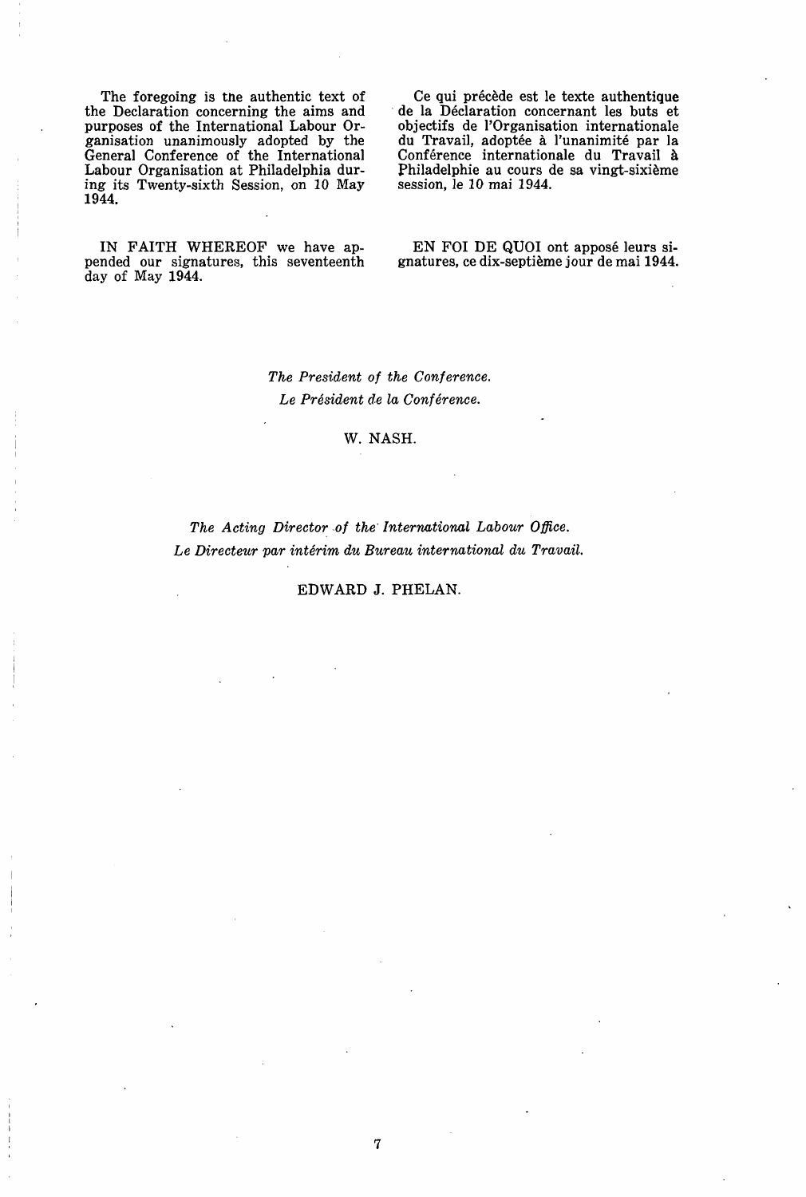The foregoing is the authentic text of the Declaration concerning the aims and purposes of the International Labour Organisation unanimously adopted by the General Conference of the International Labour Organisation at Philadelphia during its Twenty-sixth Session, on 10 May 1944.

IN FAITH WHEREOF we have appended our signatures, this seventeenth day of May 1944.

Ce qui précède est le texte authentique de la Déclaration concernant les buts et objectifs de l'Organisation internationale du Travail, adoptée à l'unanimité par la Conférence internationale du Travail à Philadelphie au cours de sa vingt-sixième session, le 10 mai 1944.

EN FOI DE QUOI ont apposé leurs signatures, ce dix-septième jour de mai 1944.

*The President of the Conference.*
*Le Président de la Conférence.*

W. NASH.

*The Acting Director of the International Labour Office.*
*Le Directeur par intérim du Bureau international du Travail.*

EDWARD J. PHELAN.